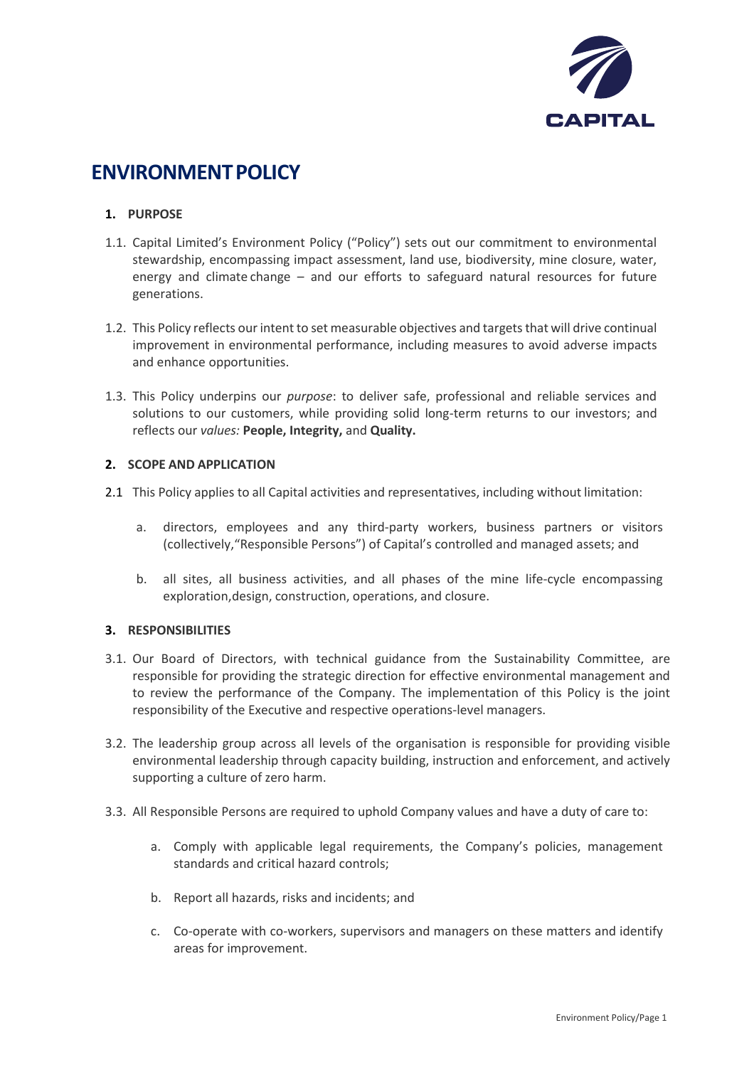# ENVIRONMENT POLICY

**1. PURPOSE**

1.1. Capital Limited's Environment Policy ("Policy") sets out our commitment to environmental stewardship, encompassing impact assessment, land use, biodiversity, mine closure, water, energy and climate change – and our efforts to safeguard natural resources for future generations.

1.2. This Policy reflects our intent to set measurable objectives and targets that will drive continual improvement in environmental performance, including measures to avoid adverse impacts and enhance opportunities.

1.3. This Policy underpins our *purpose*: to deliver safe, professional and reliable services and solutions to our customers, while providing solid long-term returns to our investors; and reflects our *values:* **People, Integrity,** and **Quality.**

**2. SCOPE AND APPLICATION**

2.1 This Policy applies to all Capital activities and representatives, including without limitation:

a. directors, employees and any third-party workers, business partners or visitors (collectively,"Responsible Persons") of Capital's controlled and managed assets; and

b. all sites, all business activities, and all phases of the mine life-cycle encompassing exploration,design, construction, operations, and closure.

**3. RESPONSIBILITIES**

3.1. Our Board of Directors, with technical guidance from the Sustainability Committee, are responsible for providing the strategic direction for effective environmental management and to review the performance of the Company. The implementation of this Policy is the joint responsibility of the Executive and respective operations-level managers.

3.2. The leadership group across all levels of the organisation is responsible for providing visible environmental leadership through capacity building, instruction and enforcement, and actively supporting a culture of zero harm.

3.3. All Responsible Persons are required to uphold Company values and have a duty of care to:

a. Comply with applicable legal requirements, the Company's policies, management standards and critical hazard controls;

b. Report all hazards, risks and incidents; and

c. Co-operate with co-workers, supervisors and managers on these matters and identify areas for improvement.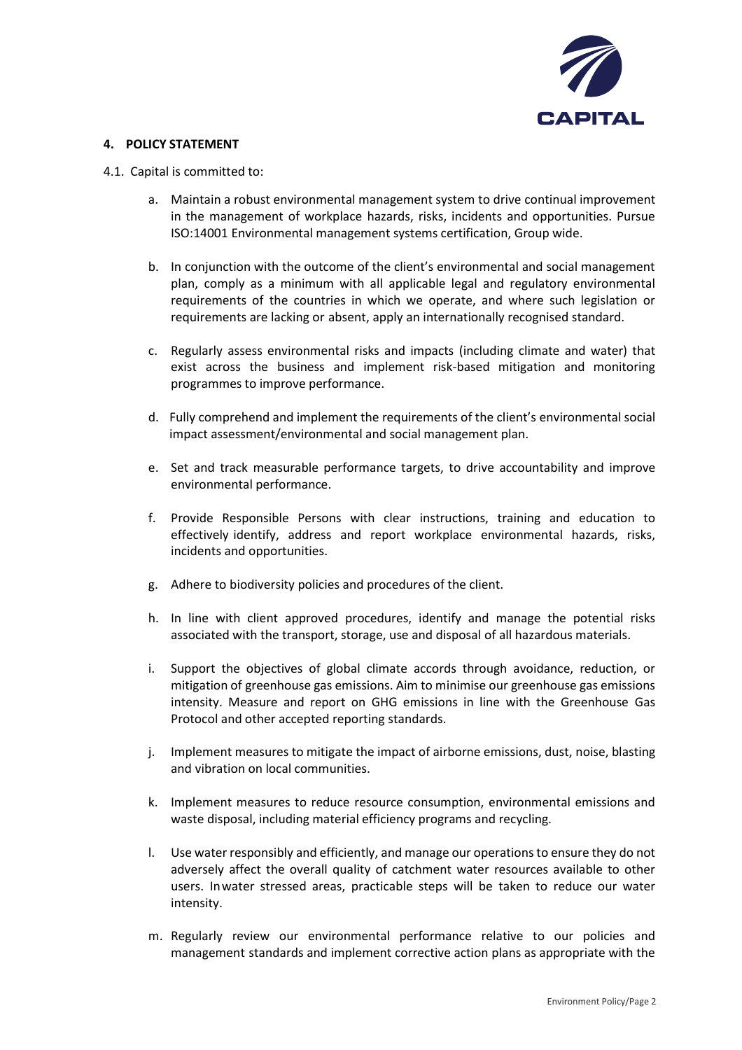## 4. POLICY STATEMENT

4.1. Capital is committed to:

a. Maintain a robust environmental management system to drive continual improvement in the management of workplace hazards, risks, incidents and opportunities. Pursue ISO:14001 Environmental management systems certification, Group wide.

b. In conjunction with the outcome of the client's environmental and social management plan, comply as a minimum with all applicable legal and regulatory environmental requirements of the countries in which we operate, and where such legislation or requirements are lacking or absent, apply an internationally recognised standard.

c. Regularly assess environmental risks and impacts (including climate and water) that exist across the business and implement risk-based mitigation and monitoring programmes to improve performance.

d. Fully comprehend and implement the requirements of the client's environmental social impact assessment/environmental and social management plan.

e. Set and track measurable performance targets, to drive accountability and improve environmental performance.

f. Provide Responsible Persons with clear instructions, training and education to effectively identify, address and report workplace environmental hazards, risks, incidents and opportunities.

g. Adhere to biodiversity policies and procedures of the client.

h. In line with client approved procedures, identify and manage the potential risks associated with the transport, storage, use and disposal of all hazardous materials.

i. Support the objectives of global climate accords through avoidance, reduction, or mitigation of greenhouse gas emissions. Aim to minimise our greenhouse gas emissions intensity. Measure and report on GHG emissions in line with the Greenhouse Gas Protocol and other accepted reporting standards.

j. Implement measures to mitigate the impact of airborne emissions, dust, noise, blasting and vibration on local communities.

k. Implement measures to reduce resource consumption, environmental emissions and waste disposal, including material efficiency programs and recycling.

l. Use water responsibly and efficiently, and manage our operations to ensure they do not adversely affect the overall quality of catchment water resources available to other users. In water stressed areas, practicable steps will be taken to reduce our water intensity.

m. Regularly review our environmental performance relative to our policies and management standards and implement corrective action plans as appropriate with the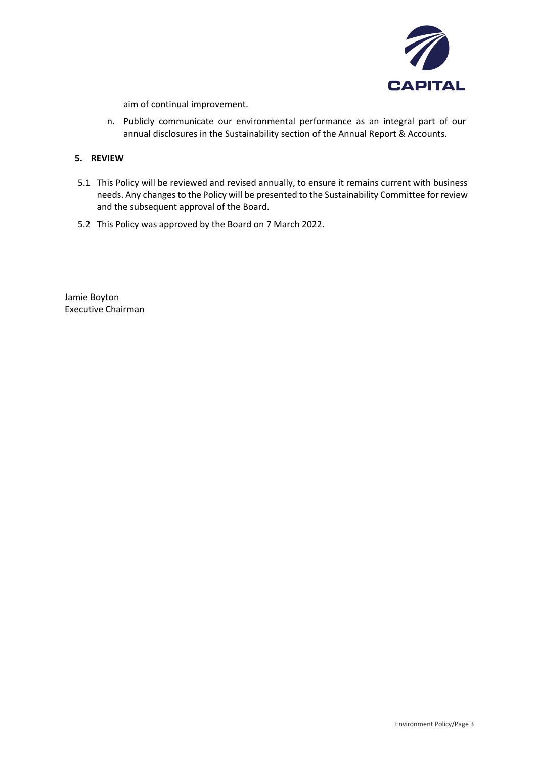aim of continual improvement.

n. Publicly communicate our environmental performance as an integral part of our annual disclosures in the Sustainability section of the Annual Report & Accounts.

## 5. REVIEW

5.1 This Policy will be reviewed and revised annually, to ensure it remains current with business needs. Any changes to the Policy will be presented to the Sustainability Committee for review and the subsequent approval of the Board.

5.2 This Policy was approved by the Board on 7 March 2022.

Jamie Boyton
Executive Chairman